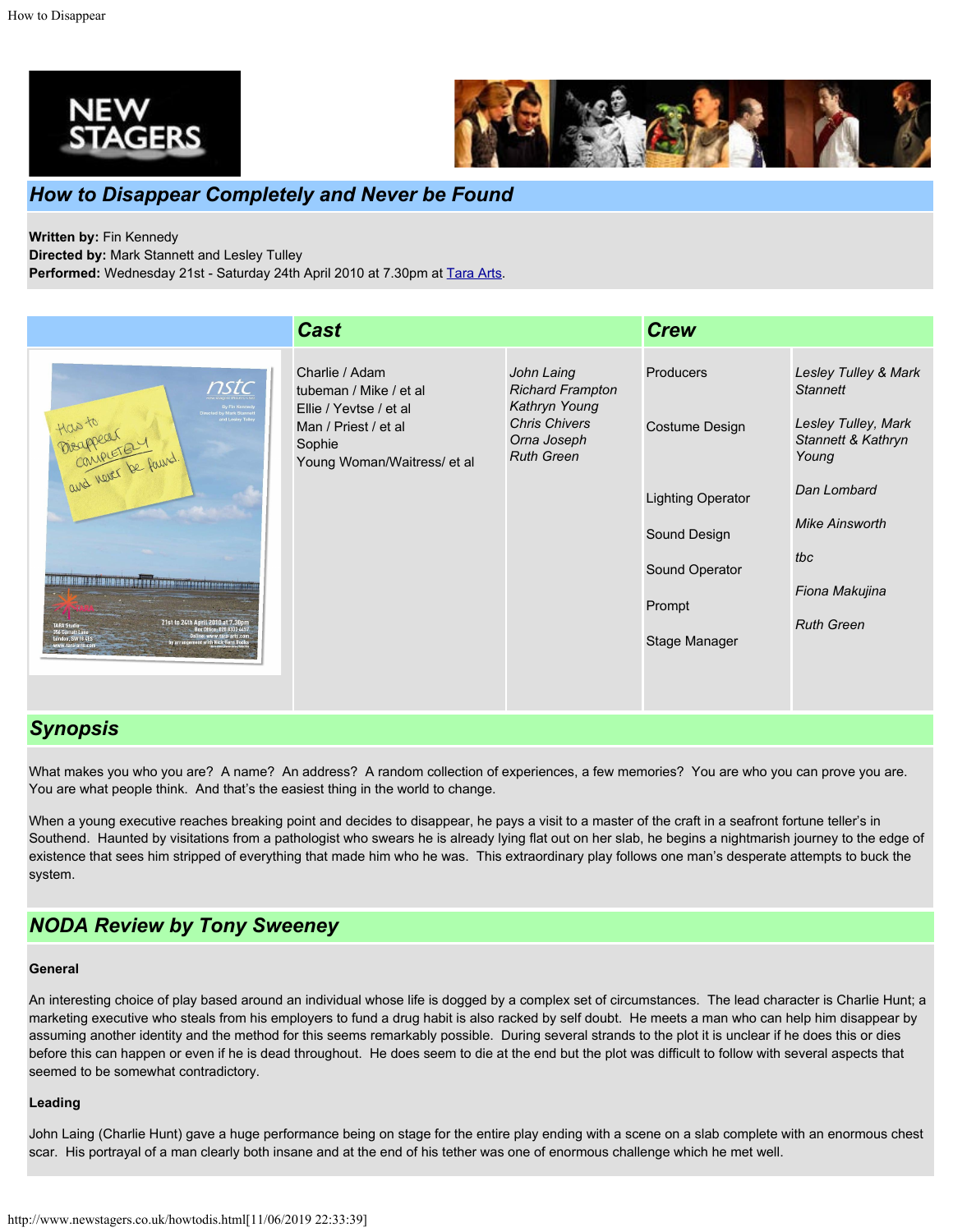## How to Disappear Completely and Never be Found

**Written by:** Fin Kennedy
**Directed by:** Mark Stannett and Lesley Tulley
**Performed:** Wednesday 21st - Saturday 24th April 2010 at 7.30pm at Tara Arts.

### Cast

| Role | Actor |
| --- | --- |
| Charlie / Adam | *John Laing* |
| tubeman / Mike / et al | *Richard Frampton* |
| Ellie / Yevtse / et al | *Kathryn Young* |
| Man / Priest / et al | *Chris Chivers* |
| Sophie | *Orna Joseph* |
| Young Woman/Waitress/ et al | *Ruth Green* |

### Crew

| Role | Name |
| --- | --- |
| Producers | *Lesley Tulley & Mark Stannett* |
| Costume Design | *Lesley Tulley, Mark Stannett & Kathryn Young* |
| Lighting Operator | *Dan Lombard* |
| Sound Design | *Mike Ainsworth* |
| Sound Operator | *tbc* |
| Prompt | *Fiona Makujina* |
| Stage Manager | *Ruth Green* |

## Synopsis

What makes you who you are? A name? An address? A random collection of experiences, a few memories? You are who you can prove you are. You are what people think. And that's the easiest thing in the world to change.

When a young executive reaches breaking point and decides to disappear, he pays a visit to a master of the craft in a seafront fortune teller's in Southend. Haunted by visitations from a pathologist who swears he is already lying flat out on her slab, he begins a nightmarish journey to the edge of existence that sees him stripped of everything that made him who he was. This extraordinary play follows one man's desperate attempts to buck the system.

## NODA Review by Tony Sweeney

**General**

An interesting choice of play based around an individual whose life is dogged by a complex set of circumstances. The lead character is Charlie Hunt; a marketing executive who steals from his employers to fund a drug habit is also racked by self doubt. He meets a man who can help him disappear by assuming another identity and the method for this seems remarkably possible. During several strands to the plot it is unclear if he does this or dies before this can happen or even if he is dead throughout. He does seem to die at the end but the plot was difficult to follow with several aspects that seemed to be somewhat contradictory.

**Leading**

John Laing (Charlie Hunt) gave a huge performance being on stage for the entire play ending with a scene on a slab complete with an enormous chest scar. His portrayal of a man clearly both insane and at the end of his tether was one of enormous challenge which he met well.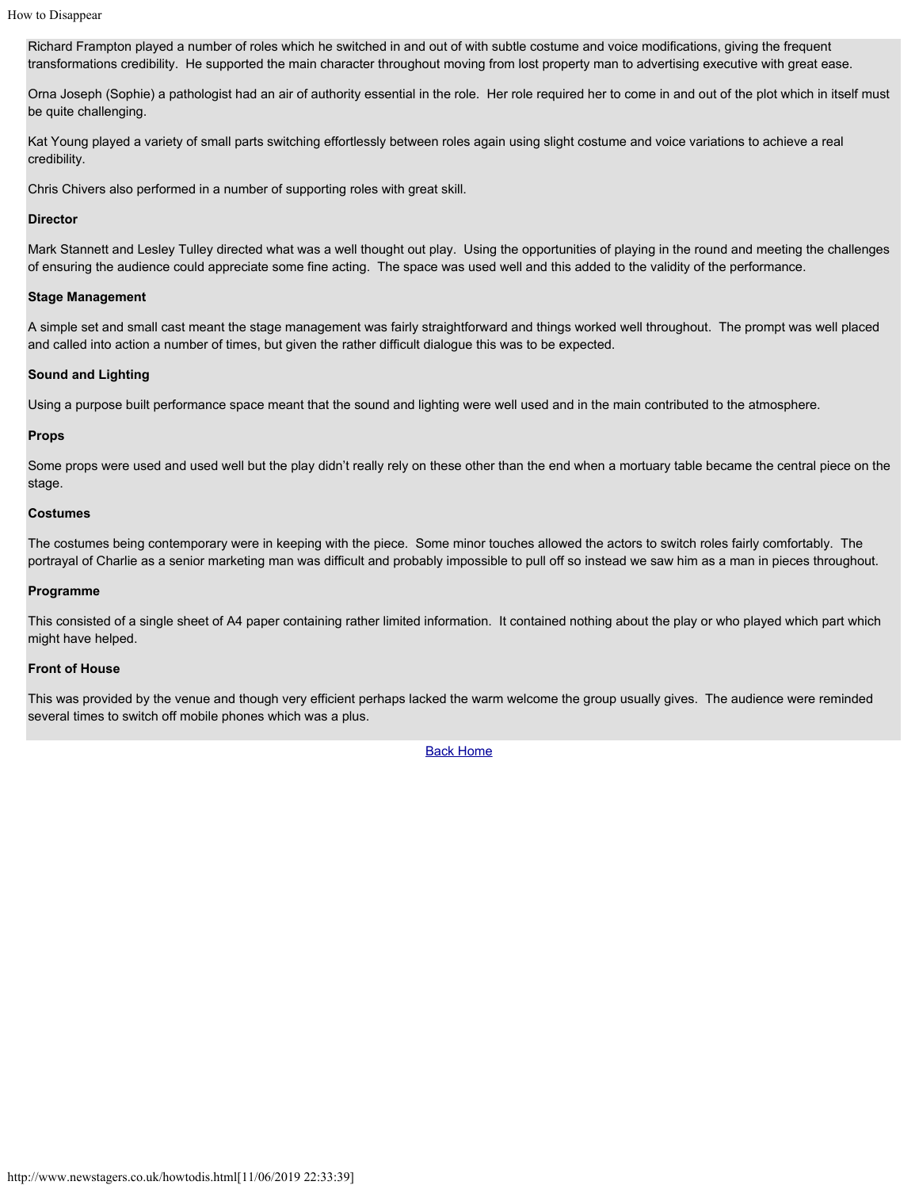Richard Frampton played a number of roles which he switched in and out of with subtle costume and voice modifications, giving the frequent transformations credibility. He supported the main character throughout moving from lost property man to advertising executive with great ease.

Orna Joseph (Sophie) a pathologist had an air of authority essential in the role. Her role required her to come in and out of the plot which in itself must be quite challenging.

Kat Young played a variety of small parts switching effortlessly between roles again using slight costume and voice variations to achieve a real credibility.

Chris Chivers also performed in a number of supporting roles with great skill.

**Director**

Mark Stannett and Lesley Tulley directed what was a well thought out play. Using the opportunities of playing in the round and meeting the challenges of ensuring the audience could appreciate some fine acting. The space was used well and this added to the validity of the performance.

**Stage Management**

A simple set and small cast meant the stage management was fairly straightforward and things worked well throughout. The prompt was well placed and called into action a number of times, but given the rather difficult dialogue this was to be expected.

**Sound and Lighting**

Using a purpose built performance space meant that the sound and lighting were well used and in the main contributed to the atmosphere.

**Props**

Some props were used and used well but the play didn't really rely on these other than the end when a mortuary table became the central piece on the stage.

**Costumes**

The costumes being contemporary were in keeping with the piece. Some minor touches allowed the actors to switch roles fairly comfortably. The portrayal of Charlie as a senior marketing man was difficult and probably impossible to pull off so instead we saw him as a man in pieces throughout.

**Programme**

This consisted of a single sheet of A4 paper containing rather limited information. It contained nothing about the play or who played which part which might have helped.

**Front of House**

This was provided by the venue and though very efficient perhaps lacked the warm welcome the group usually gives. The audience were reminded several times to switch off mobile phones which was a plus.

Back Home